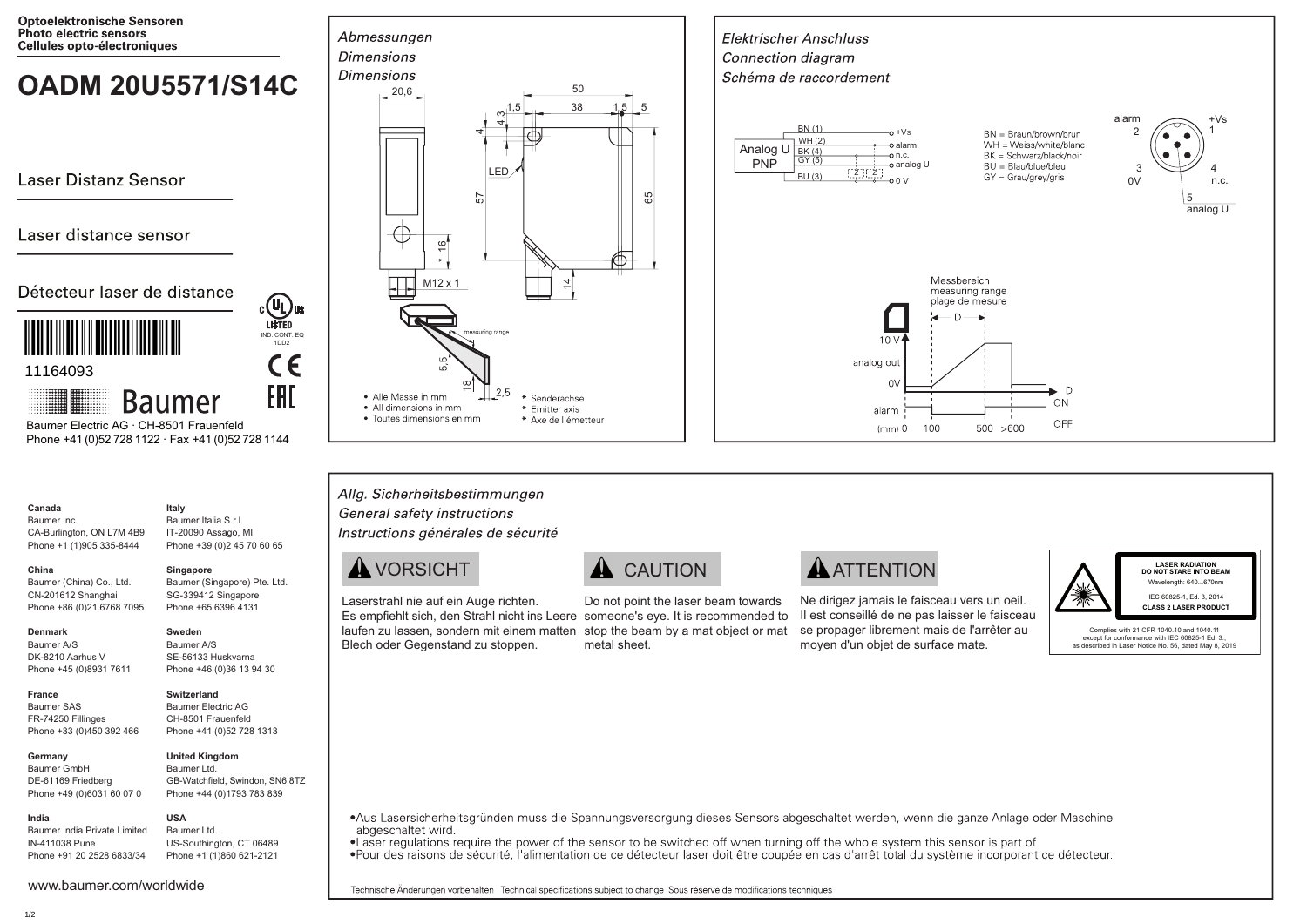**Optoelektronische Sensoren**
**Photo electric sensors**
**Cellules opto-électroniques**

# OADM 20U5571/S14C

Laser Distanz Sensor

Laser distance sensor

Détecteur laser de distance

11164093

Baumer

Baumer Electric AG · CH-8501 Frauenfeld
Phone +41 (0)52 728 1122 · Fax +41 (0)52 728 1144

c UL us LISTED IND. CONT. EQ 1DD2

## *Abmessungen*
## *Dimensions*
## *Dimensions*

20,6 · 50 · 38 · 1,5 · 1,5 · 5 · 4 · 4,3 · LED · 57 · 65 · 16 · M12 x 1 · 14 · measuring range · 5,5 · 18 · 2,5

- Alle Masse in mm
- All dimensions in mm
- Toutes dimensions en mm

\* Senderachse
\* Emitter axis
\* Axe de l'émetteur

## *Elektrischer Anschluss*
## *Connection diagram*
## *Schéma de raccordement*

Analog U PNP

- BN (1) — +Vs
- WH (2) — alarm
- BK (4) — n.c.
- GY (5) — analog U
- BU (3) — 0 V

BN = Braun/brown/brun
WH = Weiss/white/blanc
BK = Schwarz/black/noir
BU = Blau/blue/bleu
GY = Grau/grey/gris

1 +Vs · 2 alarm · 3 0V · 4 n.c. · 5 analog U

Messbereich / measuring range / plage de mesure: D

10 V · analog out · 0V · alarm · ON · OFF
(mm) 0 · 100 · 500 · >600

## *Allg. Sicherheitsbestimmungen*
## *General safety instructions*
## *Instructions générales de sécurité*

**VORSICHT**

Laserstrahl nie auf ein Auge richten. Es empfiehlt sich, den Strahl nicht ins Leere laufen zu lassen, sondern mit einem matten Blech oder Gegenstand zu stoppen.

**CAUTION**

Do not point the laser beam towards someone's eye. It is recommended to stop the beam by a mat object or mat metal sheet.

**ATTENTION**

Ne dirigez jamais le faisceau vers un oeil. Il est conseillé de ne pas laisser le faisceau se propager librement mais de l'arrêter au moyen d'un objet de surface mate.

**LASER RADIATION**
**DO NOT STARE INTO BEAM**
Wavelength: 640...670nm
IEC 60825-1, Ed. 3, 2014
**CLASS 2 LASER PRODUCT**

Complies with 21 CFR 1040.10 and 1040.11 except for conformance with IEC 60825-1 Ed. 3., as described in Laser Notice No. 56, dated May 8, 2019

- Aus Lasersicherheitsgründen muss die Spannungsversorgung dieses Sensors abgeschaltet werden, wenn die ganze Anlage oder Maschine abgeschaltet wird.
- Laser regulations require the power of the sensor to be switched off when turning off the whole system this sensor is part of.
- Pour des raisons de sécurité, l'alimentation de ce détecteur laser doit être coupée en cas d'arrêt total du système incorporant ce détecteur.

Technische Änderungen vorbehalten Technical specifications subject to change Sous réserve de modifications techniques

**Canada**
Baumer Inc.
CA-Burlington, ON L7M 4B9
Phone +1 (1)905 335-8444

**China**
Baumer (China) Co., Ltd.
CN-201612 Shanghai
Phone +86 (0)21 6768 7095

**Denmark**
Baumer A/S
DK-8210 Aarhus V
Phone +45 (0)8931 7611

**France**
Baumer SAS
FR-74250 Fillinges
Phone +33 (0)450 392 466

**Germany**
Baumer GmbH
DE-61169 Friedberg
Phone +49 (0)6031 60 07 0

**India**
Baumer India Private Limited
IN-411038 Pune
Phone +91 20 2528 6833/34

**Italy**
Baumer Italia S.r.l.
IT-20090 Assago, MI
Phone +39 (0)2 45 70 60 65

**Singapore**
Baumer (Singapore) Pte. Ltd.
SG-339412 Singapore
Phone +65 6396 4131

**Sweden**
Baumer A/S
SE-56133 Huskvarna
Phone +46 (0)36 13 94 30

**Switzerland**
Baumer Electric AG
CH-8501 Frauenfeld
Phone +41 (0)52 728 1313

**United Kingdom**
Baumer Ltd.
GB-Watchfield, Swindon, SN6 8TZ
Phone +44 (0)1793 783 839

**USA**
Baumer Ltd.
US-Southington, CT 06489
Phone +1 (1)860 621-2121

www.baumer.com/worldwide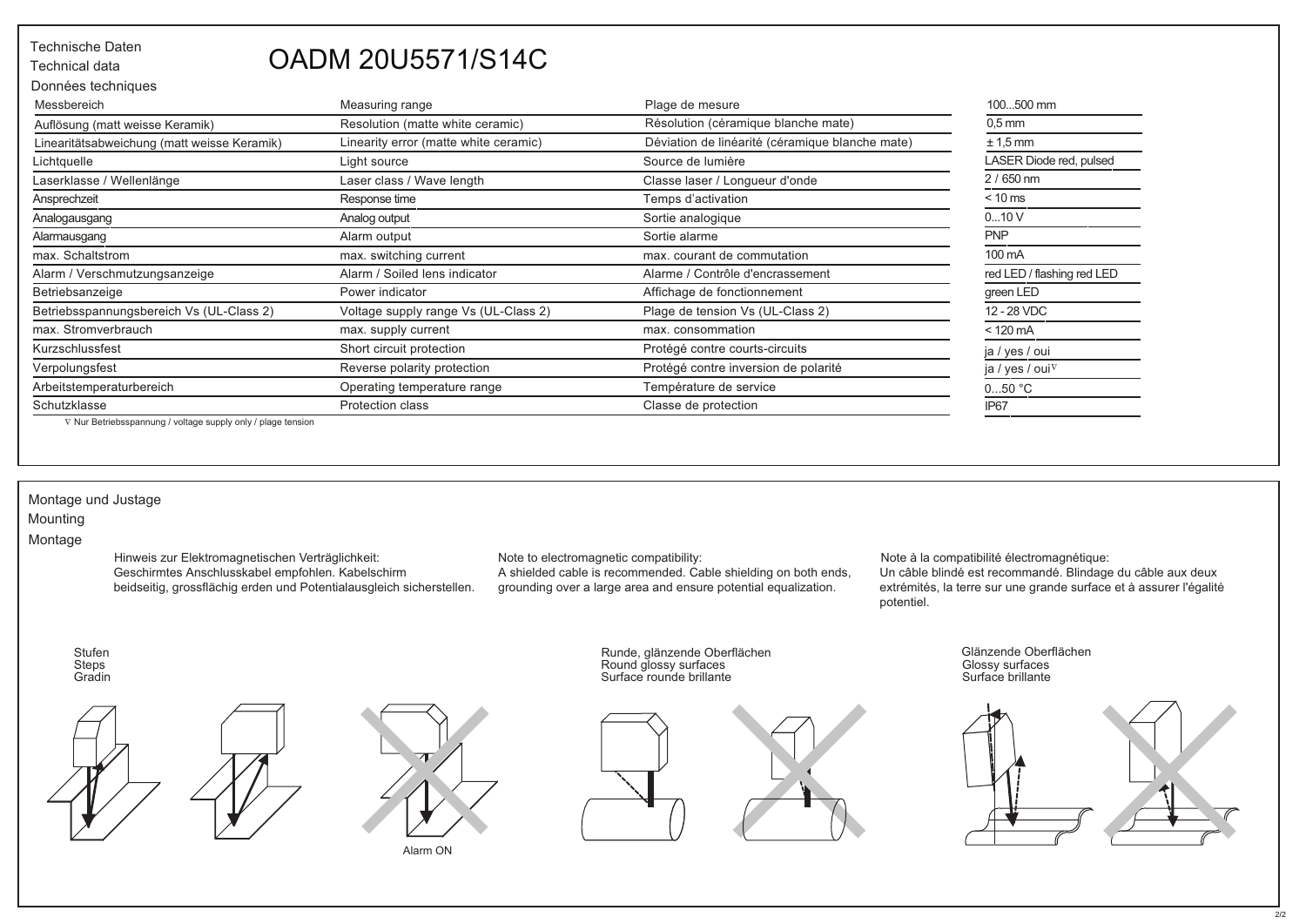Technische Daten
Technical data
Données techniques

# OADM 20U5571/S14C

| | | | |
|---|---|---|---|
| Messbereich | Measuring range | Plage de mesure | 100...500 mm |
| Auflösung (matt weisse Keramik) | Resolution (matte white ceramic) | Résolution (céramique blanche mate) | 0,5 mm |
| Linearitätsabweichung (matt weisse Keramik) | Linearity error (matte white ceramic) | Déviation de linéarité (céramique blanche mate) | ± 1,5 mm |
| Lichtquelle | Light source | Source de lumière | LASER Diode red, pulsed |
| Laserklasse / Wellenlänge | Laser class / Wave length | Classe laser / Longueur d'onde | 2 / 650 nm |
| Ansprechzeit | Response time | Temps d'activation | < 10 ms |
| Analogausgang | Analog output | Sortie analogique | 0...10 V |
| Alarmausgang | Alarm output | Sortie alarme | PNP |
| max. Schaltstrom | max. switching current | max. courant de commutation | 100 mA |
| Alarm / Verschmutzungsanzeige | Alarm / Soiled lens indicator | Alarme / Contrôle d'encrassement | red LED / flashing red LED |
| Betriebsanzeige | Power indicator | Affichage de fonctionnement | green LED |
| Betriebsspannungsbereich Vs (UL-Class 2) | Voltage supply range Vs (UL-Class 2) | Plage de tension Vs (UL-Class 2) | 12 - 28 VDC |
| max. Stromverbrauch | max. supply current | max. consommation | < 120 mA |
| Kurzschlussfest | Short circuit protection | Protégé contre courts-circuits | ja / yes / oui |
| Verpolungsfest | Reverse polarity protection | Protégé contre inversion de polarité | ja / yes / oui∇ |
| Arbeitstemperaturbereich | Operating temperature range | Température de service | 0...50 °C |
| Schutzklasse | Protection class | Classe de protection | IP67 |

∇ Nur Betriebsspannung / voltage supply only / plage tension

## Montage und Justage
## Mounting
## Montage

Hinweis zur Elektromagnetischen Verträglichkeit:
Geschirmtes Anschlusskabel empfohlen. Kabelschirm beidseitig, grossflächig erden und Potentialausgleich sicherstellen.

Note to electromagnetic compatibility:
A shielded cable is recommended. Cable shielding on both ends, grounding over a large area and ensure potential equalization.

Note à la compatibilité électromagnétique:
Un câble blindé est recommandé. Blindage du câble aux deux extrémités, la terre sur une grande surface et à assurer l'égalité potentiel.

Stufen
Steps
Gradin

Alarm ON

Runde, glänzende Oberflächen
Round glossy surfaces
Surface rounde brillante

Glänzende Oberflächen
Glossy surfaces
Surface brillante